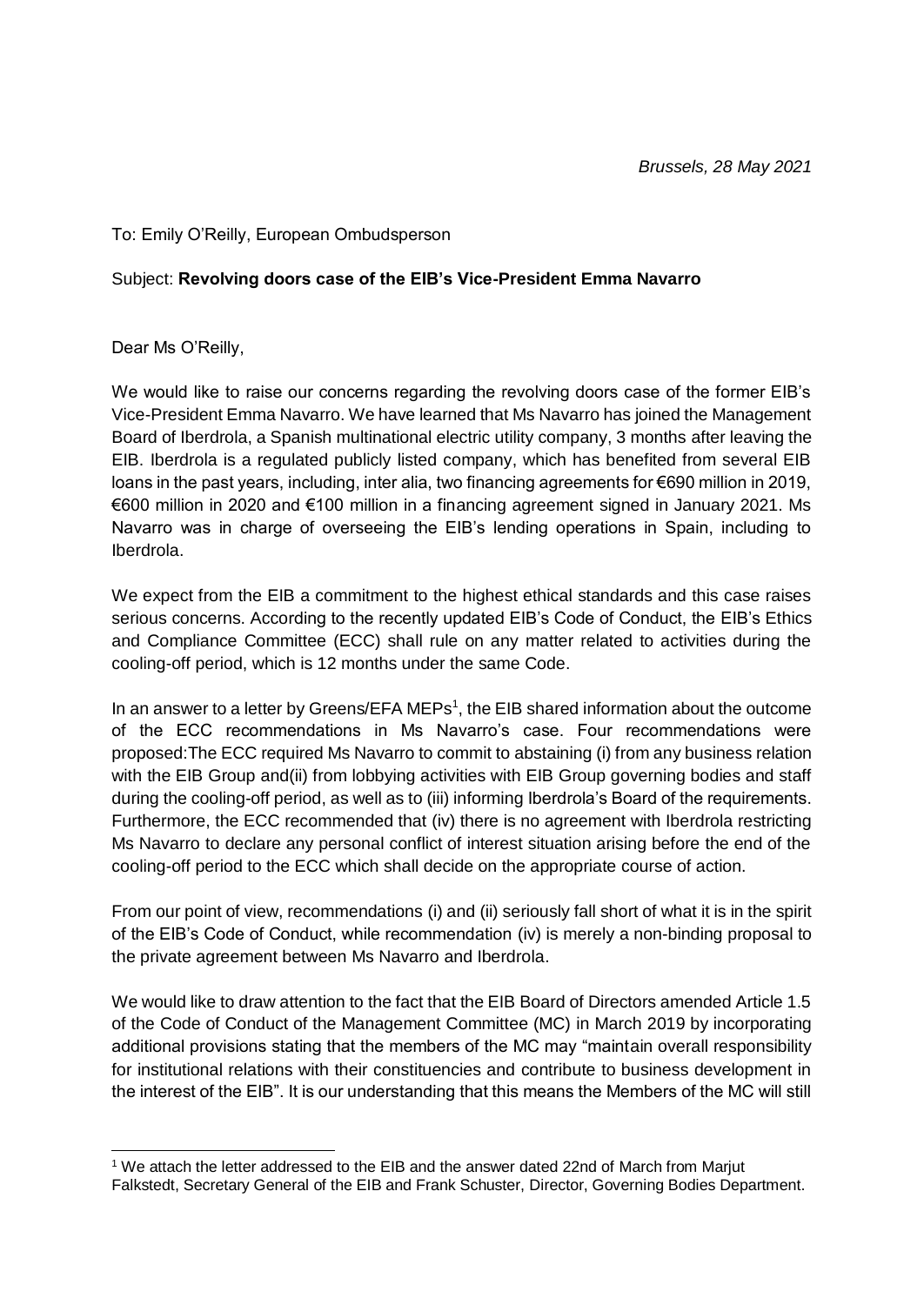*Brussels, 28 May 2021*

To: Emily O'Reilly, European Ombudsperson

Subject: **Revolving doors case of the EIB's Vice-President Emma Navarro**

Dear Ms O'Reilly,

We would like to raise our concerns regarding the revolving doors case of the former EIB's Vice-President Emma Navarro. We have learned that Ms Navarro has joined the Management Board of Iberdrola, a Spanish multinational electric utility company, 3 months after leaving the EIB. Iberdrola is a regulated publicly listed company, which has benefited from several EIB loans in the past years, including, inter alia, two financing agreements for €690 million in 2019, €600 million in 2020 and €100 million in a financing agreement signed in January 2021. Ms Navarro was in charge of overseeing the EIB's lending operations in Spain, including to Iberdrola.

We expect from the EIB a commitment to the highest ethical standards and this case raises serious concerns. According to the recently updated EIB's Code of Conduct, the EIB's Ethics and Compliance Committee (ECC) shall rule on any matter related to activities during the cooling-off period, which is 12 months under the same Code.

In an answer to a letter by Greens/EFA MEPs[1], the EIB shared information about the outcome of the ECC recommendations in Ms Navarro's case. Four recommendations were proposed:The ECC required Ms Navarro to commit to abstaining (i) from any business relation with the EIB Group and(ii) from lobbying activities with EIB Group governing bodies and staff during the cooling-off period, as well as to (iii) informing Iberdrola's Board of the requirements. Furthermore, the ECC recommended that (iv) there is no agreement with Iberdrola restricting Ms Navarro to declare any personal conflict of interest situation arising before the end of the cooling-off period to the ECC which shall decide on the appropriate course of action.

From our point of view, recommendations (i) and (ii) seriously fall short of what it is in the spirit of the EIB's Code of Conduct, while recommendation (iv) is merely a non-binding proposal to the private agreement between Ms Navarro and Iberdrola.

We would like to draw attention to the fact that the EIB Board of Directors amended Article 1.5 of the Code of Conduct of the Management Committee (MC) in March 2019 by incorporating additional provisions stating that the members of the MC may "maintain overall responsibility for institutional relations with their constituencies and contribute to business development in the interest of the EIB". It is our understanding that this means the Members of the MC will still

[1] We attach the letter addressed to the EIB and the answer dated 22nd of March from Marjut Falkstedt, Secretary General of the EIB and Frank Schuster, Director, Governing Bodies Department.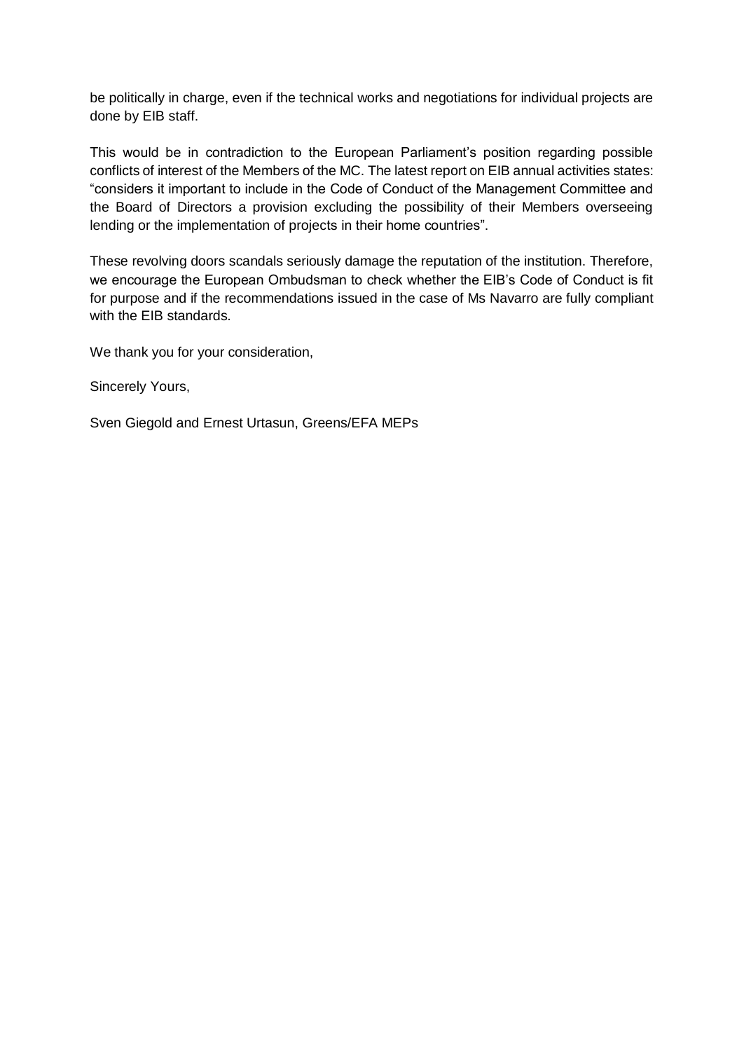be politically in charge, even if the technical works and negotiations for individual projects are done by EIB staff.

This would be in contradiction to the European Parliament's position regarding possible conflicts of interest of the Members of the MC. The latest report on EIB annual activities states: "considers it important to include in the Code of Conduct of the Management Committee and the Board of Directors a provision excluding the possibility of their Members overseeing lending or the implementation of projects in their home countries".

These revolving doors scandals seriously damage the reputation of the institution. Therefore, we encourage the European Ombudsman to check whether the EIB's Code of Conduct is fit for purpose and if the recommendations issued in the case of Ms Navarro are fully compliant with the EIB standards.

We thank you for your consideration,

Sincerely Yours,

Sven Giegold and Ernest Urtasun, Greens/EFA MEPs